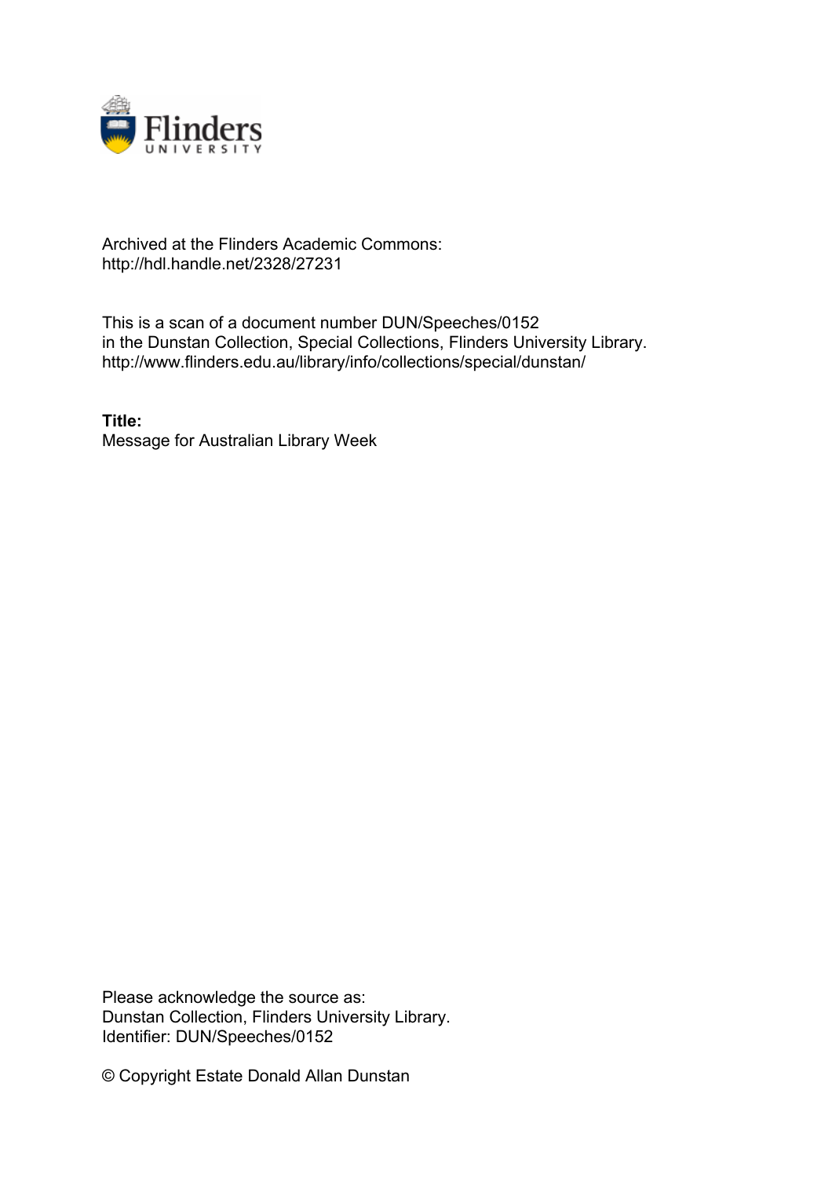Archived at the Flinders Academic Commons:
http://hdl.handle.net/2328/27231

This is a scan of a document number DUN/Speeches/0152
in the Dunstan Collection, Special Collections, Flinders University Library.
http://www.flinders.edu.au/library/info/collections/special/dunstan/

**Title:**
Message for Australian Library Week

Please acknowledge the source as:
Dunstan Collection, Flinders University Library.
Identifier: DUN/Speeches/0152

© Copyright Estate Donald Allan Dunstan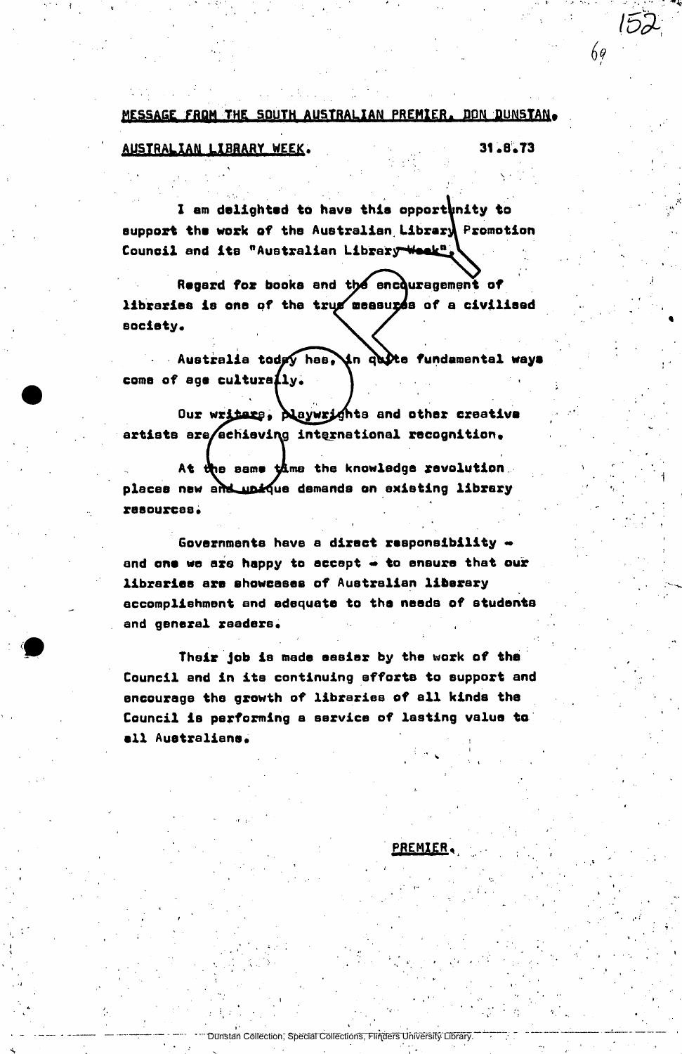MESSAGE FROM THE SOUTH AUSTRALIAN PREMIER, DON DUNSTAN.

AUSTRALIAN LIBRARY WEEK. 31.8.73

I am delighted to have this opportunity to support the work of the Australian Library Promotion Council and its "Australian Library Week".

Regard for books and the encouragement of libraries is one of the true measures of a civilised society.

Australia today has, in quite fundamental ways come of age culturally.

Our writers, playwrights and other creative artists are achieving international recognition.

At the same time the knowledge revolution places new and unique demands on existing library resources.

Governments have a direct responsibility - and one we are happy to accept - to ensure that our libraries are showcases of Australian literary accomplishment and adequate to the needs of students and general readers.

Their job is made easier by the work of the Council and in its continuing efforts to support and encourage the growth of libraries of all kinds the Council is performing a service of lasting value to all Australians.

PREMIER.